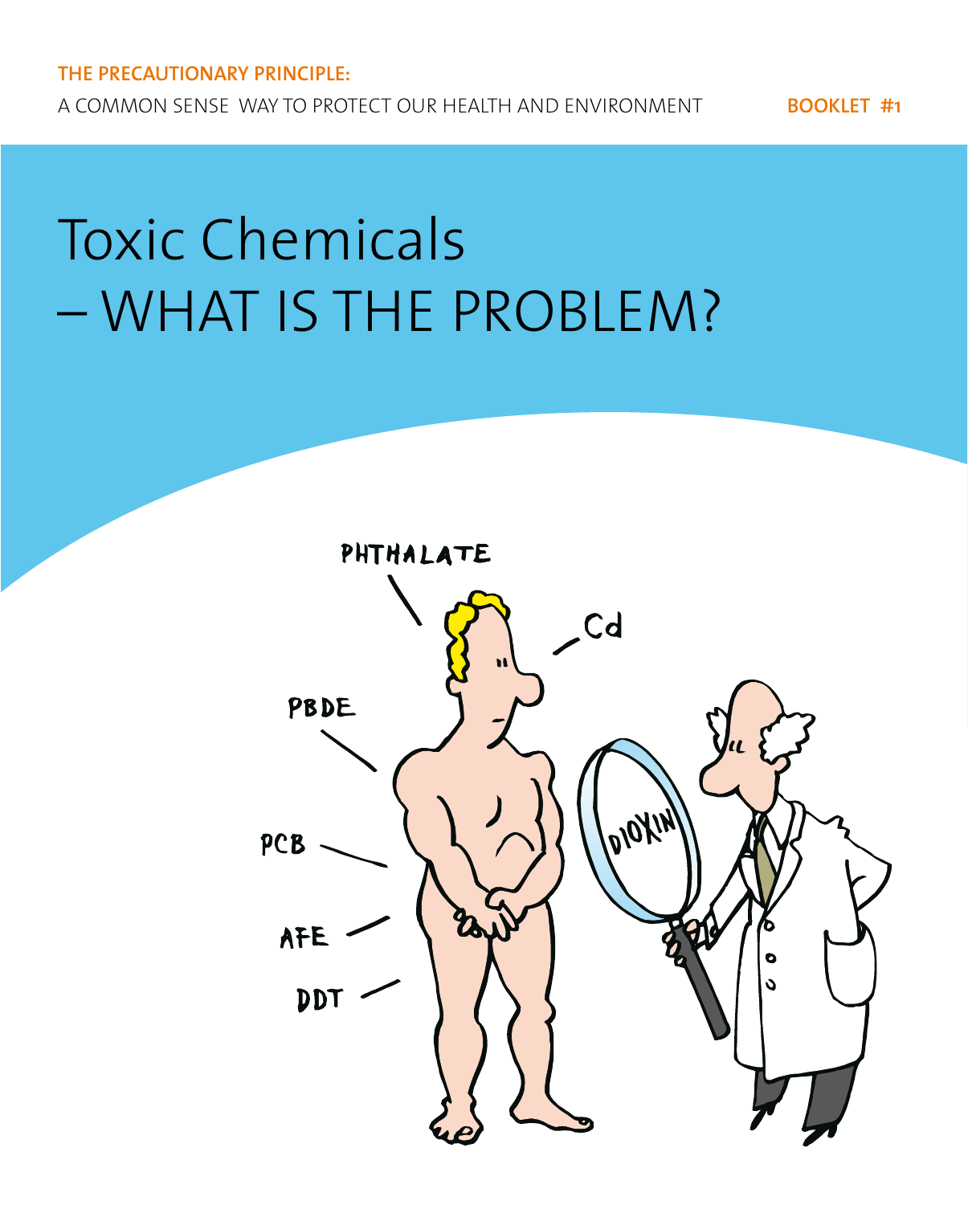**THE PRECAUTIONARY PRINCIPLE:**

A COMMON SENSE WAY TO PROTECT OUR HEALTH AND ENVIRONMENT

**BOOKLET #1**

# Toxic Chemicals – WHAT IS THE PROBLEM?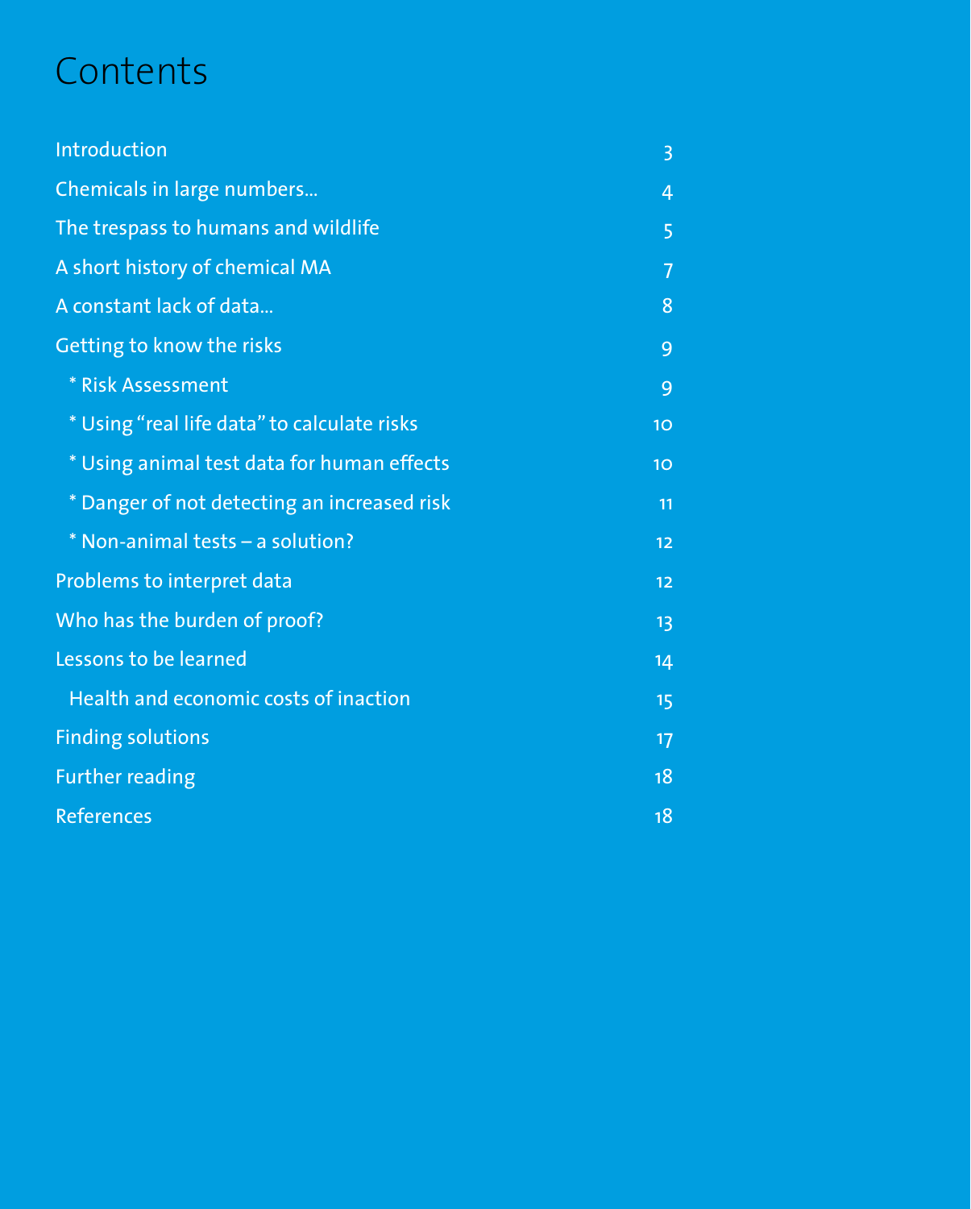# Contents

| | |
|---|---|
| Introduction | 3 |
| Chemicals in large numbers... | 4 |
| The trespass to humans and wildlife | 5 |
| A short history of chemical MA | 7 |
| A constant lack of data... | 8 |
| Getting to know the risks | 9 |
| * Risk Assessment | 9 |
| * Using "real life data" to calculate risks | 10 |
| * Using animal test data for human effects | 10 |
| * Danger of not detecting an increased risk | 11 |
| * Non-animal tests – a solution? | 12 |
| Problems to interpret data | 12 |
| Who has the burden of proof? | 13 |
| Lessons to be learned | 14 |
| Health and economic costs of inaction | 15 |
| Finding solutions | 17 |
| Further reading | 18 |
| References | 18 |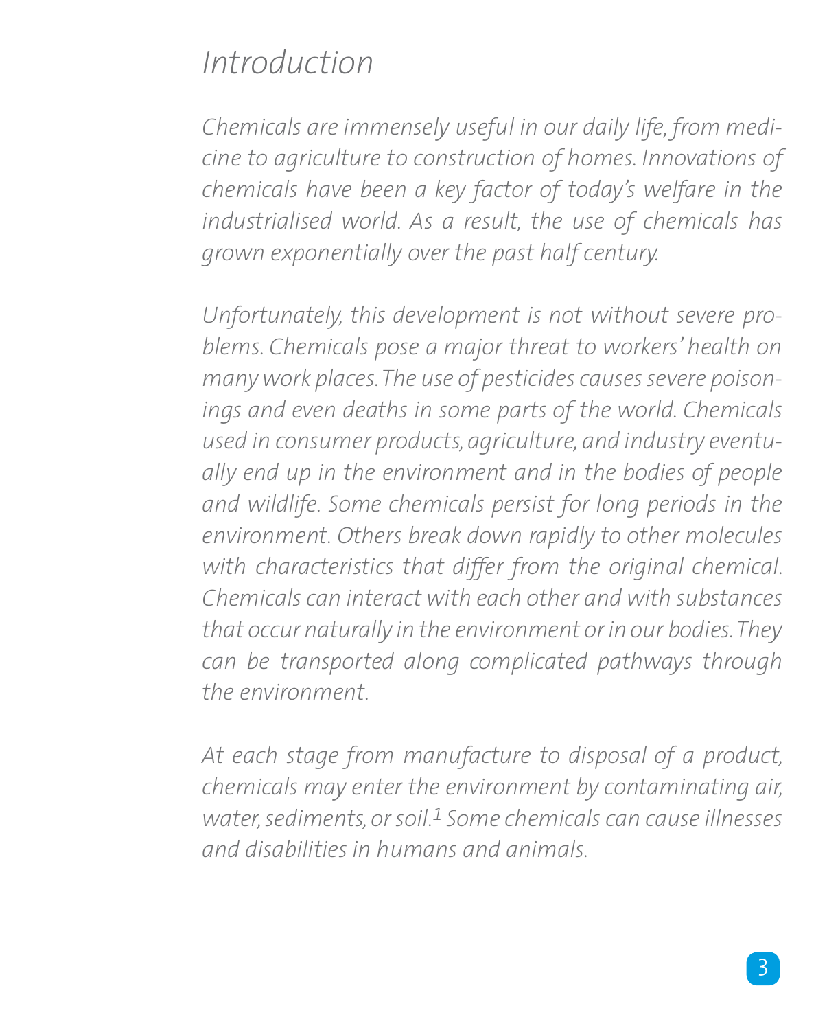# Introduction

*Chemicals are immensely useful in our daily life, from medicine to agriculture to construction of homes. Innovations of chemicals have been a key factor of today's welfare in the industrialised world. As a result, the use of chemicals has grown exponentially over the past half century.*

*Unfortunately, this development is not without severe problems. Chemicals pose a major threat to workers' health on many work places. The use of pesticides causes severe poisonings and even deaths in some parts of the world. Chemicals used in consumer products, agriculture, and industry eventually end up in the environment and in the bodies of people and wildlife. Some chemicals persist for long periods in the environment. Others break down rapidly to other molecules with characteristics that differ from the original chemical. Chemicals can interact with each other and with substances that occur naturally in the environment or in our bodies. They can be transported along complicated pathways through the environment.*

*At each stage from manufacture to disposal of a product, chemicals may enter the environment by contaminating air, water, sediments, or soil.[1] Some chemicals can cause illnesses and disabilities in humans and animals.*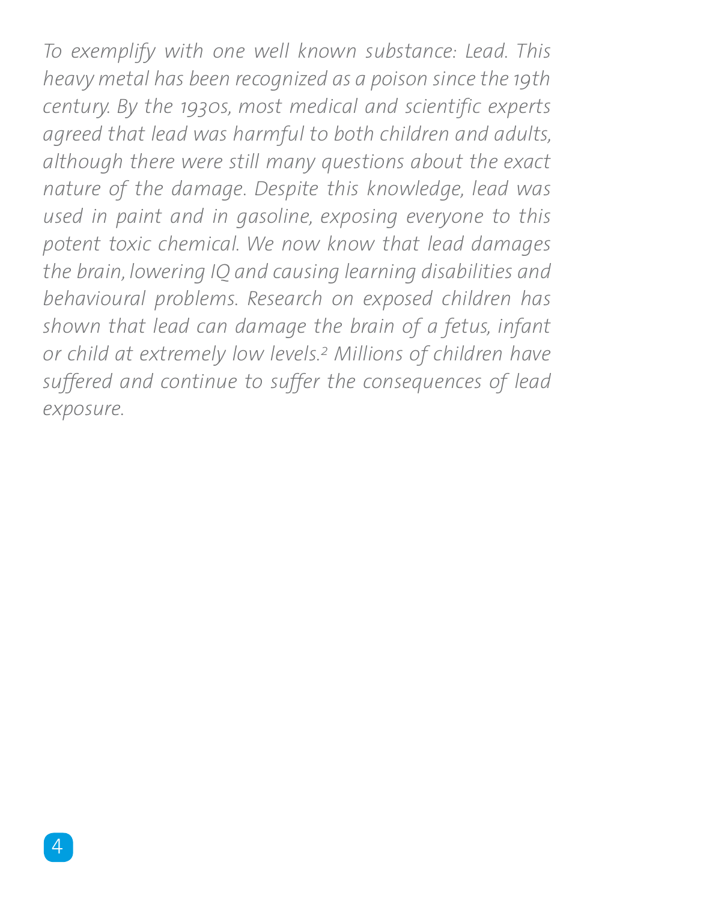*To exemplify with one well known substance: Lead. This heavy metal has been recognized as a poison since the 19th century. By the 1930s, most medical and scientific experts agreed that lead was harmful to both children and adults, although there were still many questions about the exact nature of the damage. Despite this knowledge, lead was used in paint and in gasoline, exposing everyone to this potent toxic chemical. We now know that lead damages the brain, lowering IQ and causing learning disabilities and behavioural problems. Research on exposed children has shown that lead can damage the brain of a fetus, infant or child at extremely low levels.[2] Millions of children have suffered and continue to suffer the consequences of lead exposure.*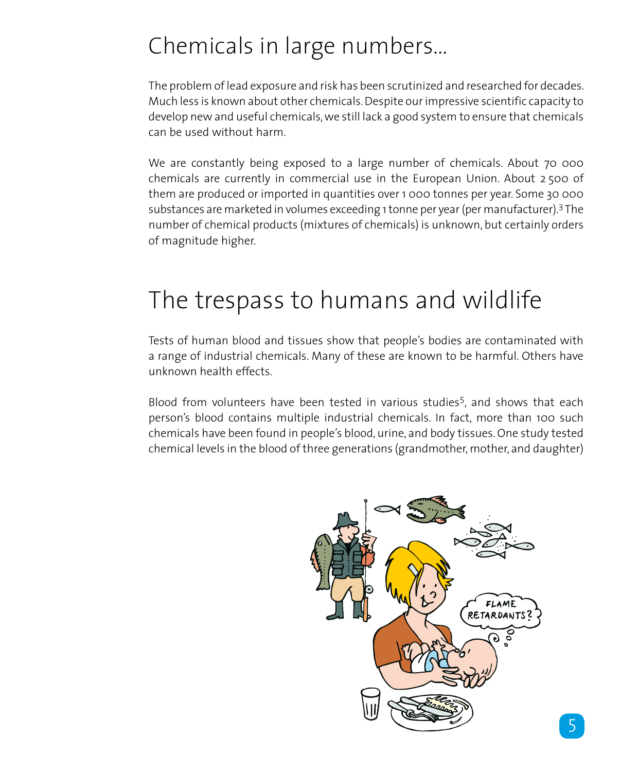# Chemicals in large numbers...

The problem of lead exposure and risk has been scrutinized and researched for decades. Much less is known about other chemicals. Despite our impressive scientific capacity to develop new and useful chemicals, we still lack a good system to ensure that chemicals can be used without harm.

We are constantly being exposed to a large number of chemicals. About 70 000 chemicals are currently in commercial use in the European Union. About 2 500 of them are produced or imported in quantities over 1 000 tonnes per year. Some 30 000 substances are marketed in volumes exceeding 1 tonne per year (per manufacturer).[3] The number of chemical products (mixtures of chemicals) is unknown, but certainly orders of magnitude higher.

# The trespass to humans and wildlife

Tests of human blood and tissues show that people's bodies are contaminated with a range of industrial chemicals. Many of these are known to be harmful. Others have unknown health effects.

Blood from volunteers have been tested in various studies[5], and shows that each person's blood contains multiple industrial chemicals. In fact, more than 100 such chemicals have been found in people's blood, urine, and body tissues. One study tested chemical levels in the blood of three generations (grandmother, mother, and daughter)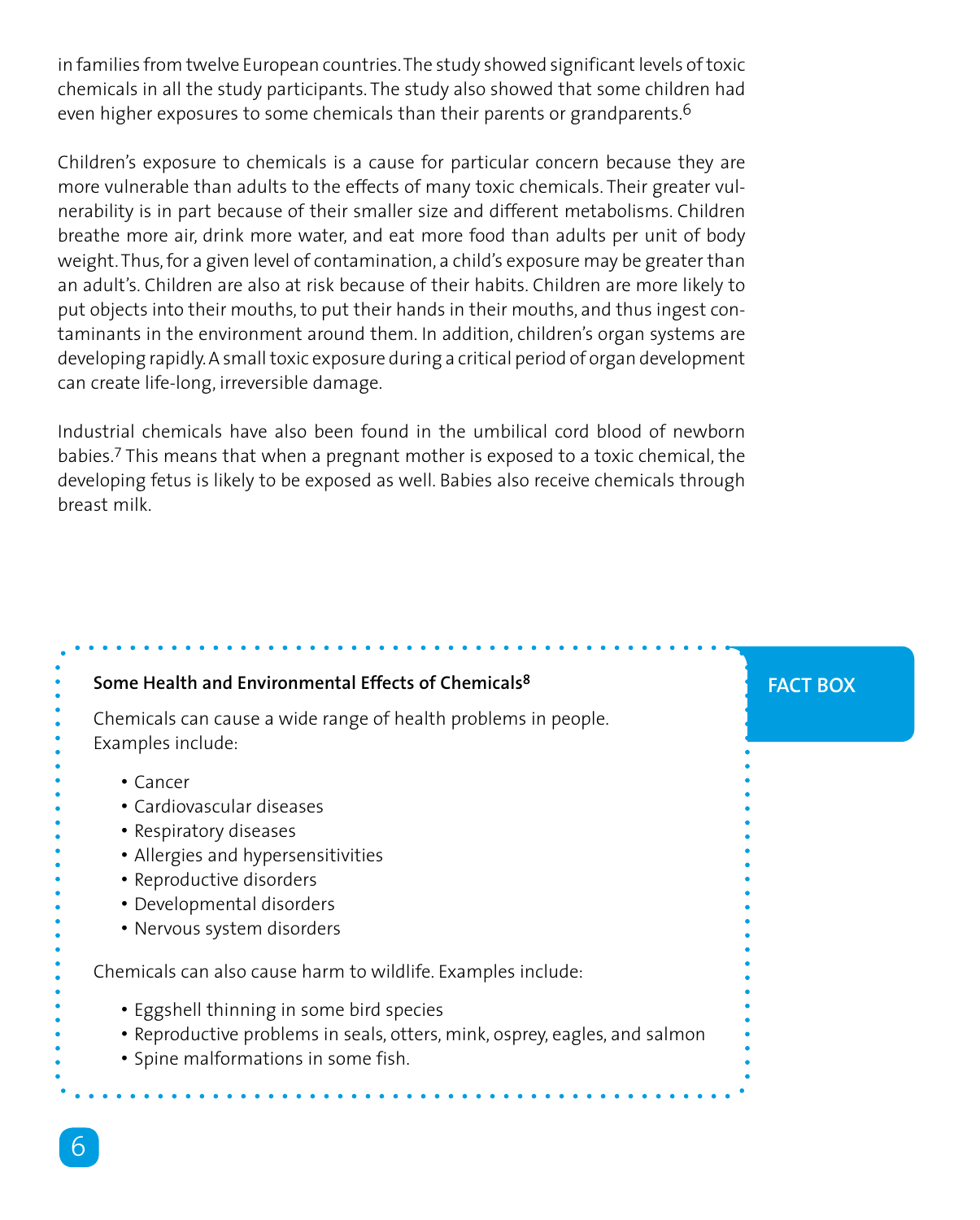in families from twelve European countries. The study showed significant levels of toxic chemicals in all the study participants. The study also showed that some children had even higher exposures to some chemicals than their parents or grandparents.[6]

Children's exposure to chemicals is a cause for particular concern because they are more vulnerable than adults to the effects of many toxic chemicals. Their greater vulnerability is in part because of their smaller size and different metabolisms. Children breathe more air, drink more water, and eat more food than adults per unit of body weight. Thus, for a given level of contamination, a child's exposure may be greater than an adult's. Children are also at risk because of their habits. Children are more likely to put objects into their mouths, to put their hands in their mouths, and thus ingest contaminants in the environment around them. In addition, children's organ systems are developing rapidly. A small toxic exposure during a critical period of organ development can create life-long, irreversible damage.

Industrial chemicals have also been found in the umbilical cord blood of newborn babies.[7] This means that when a pregnant mother is exposed to a toxic chemical, the developing fetus is likely to be exposed as well. Babies also receive chemicals through breast milk.

**FACT BOX**

**Some Health and Environmental Effects of Chemicals[8]**

Chemicals can cause a wide range of health problems in people. Examples include:

- Cancer
- Cardiovascular diseases
- Respiratory diseases
- Allergies and hypersensitivities
- Reproductive disorders
- Developmental disorders
- Nervous system disorders

Chemicals can also cause harm to wildlife. Examples include:

- Eggshell thinning in some bird species
- Reproductive problems in seals, otters, mink, osprey, eagles, and salmon
- Spine malformations in some fish.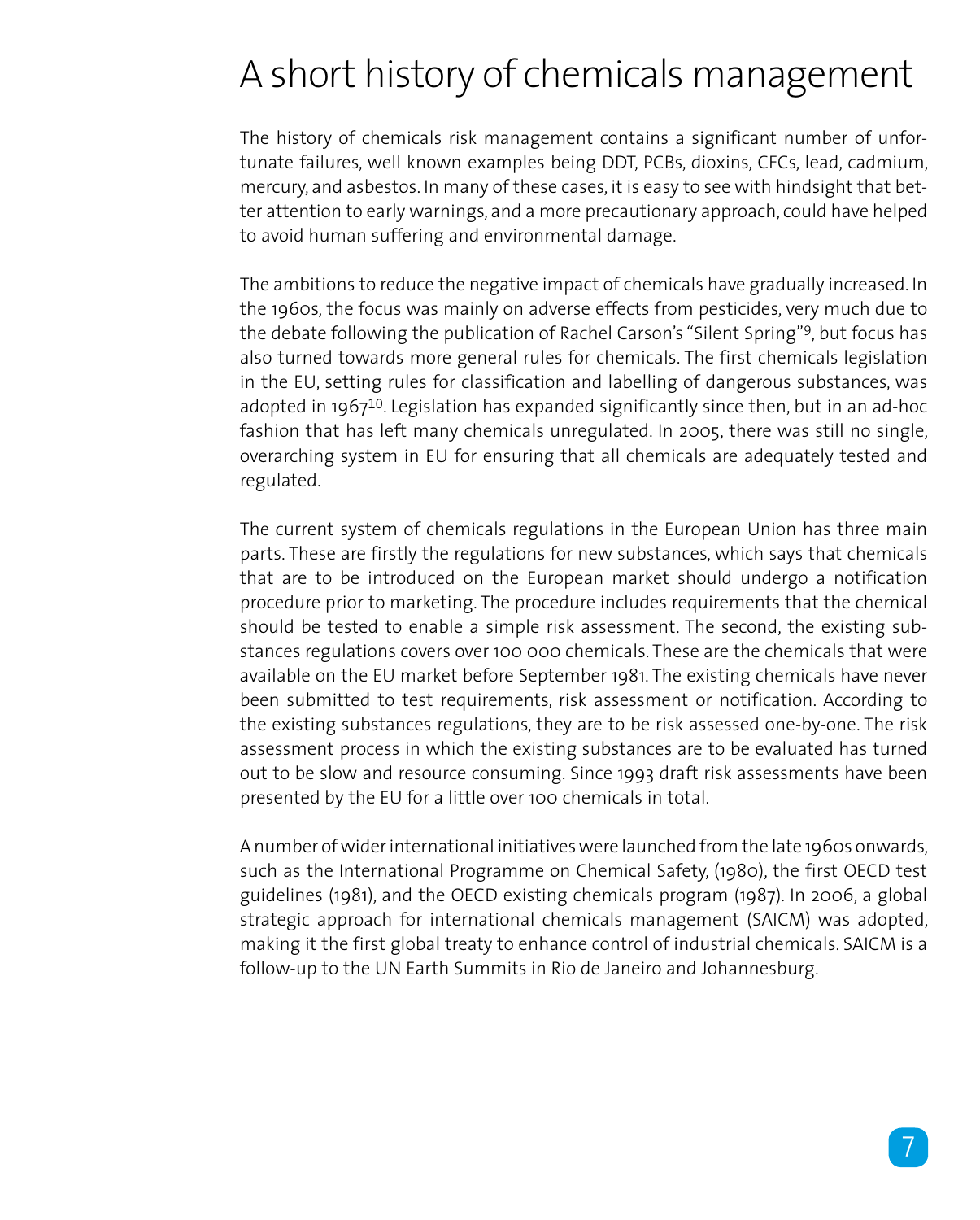# A short history of chemicals management

The history of chemicals risk management contains a significant number of unfortunate failures, well known examples being DDT, PCBs, dioxins, CFCs, lead, cadmium, mercury, and asbestos. In many of these cases, it is easy to see with hindsight that better attention to early warnings, and a more precautionary approach, could have helped to avoid human suffering and environmental damage.

The ambitions to reduce the negative impact of chemicals have gradually increased. In the 1960s, the focus was mainly on adverse effects from pesticides, very much due to the debate following the publication of Rachel Carson's "Silent Spring"[9], but focus has also turned towards more general rules for chemicals. The first chemicals legislation in the EU, setting rules for classification and labelling of dangerous substances, was adopted in 1967[10]. Legislation has expanded significantly since then, but in an ad-hoc fashion that has left many chemicals unregulated. In 2005, there was still no single, overarching system in EU for ensuring that all chemicals are adequately tested and regulated.

The current system of chemicals regulations in the European Union has three main parts. These are firstly the regulations for new substances, which says that chemicals that are to be introduced on the European market should undergo a notification procedure prior to marketing. The procedure includes requirements that the chemical should be tested to enable a simple risk assessment. The second, the existing substances regulations covers over 100 000 chemicals. These are the chemicals that were available on the EU market before September 1981. The existing chemicals have never been submitted to test requirements, risk assessment or notification. According to the existing substances regulations, they are to be risk assessed one-by-one. The risk assessment process in which the existing substances are to be evaluated has turned out to be slow and resource consuming. Since 1993 draft risk assessments have been presented by the EU for a little over 100 chemicals in total.

A number of wider international initiatives were launched from the late 1960s onwards, such as the International Programme on Chemical Safety, (1980), the first OECD test guidelines (1981), and the OECD existing chemicals program (1987). In 2006, a global strategic approach for international chemicals management (SAICM) was adopted, making it the first global treaty to enhance control of industrial chemicals. SAICM is a follow-up to the UN Earth Summits in Rio de Janeiro and Johannesburg.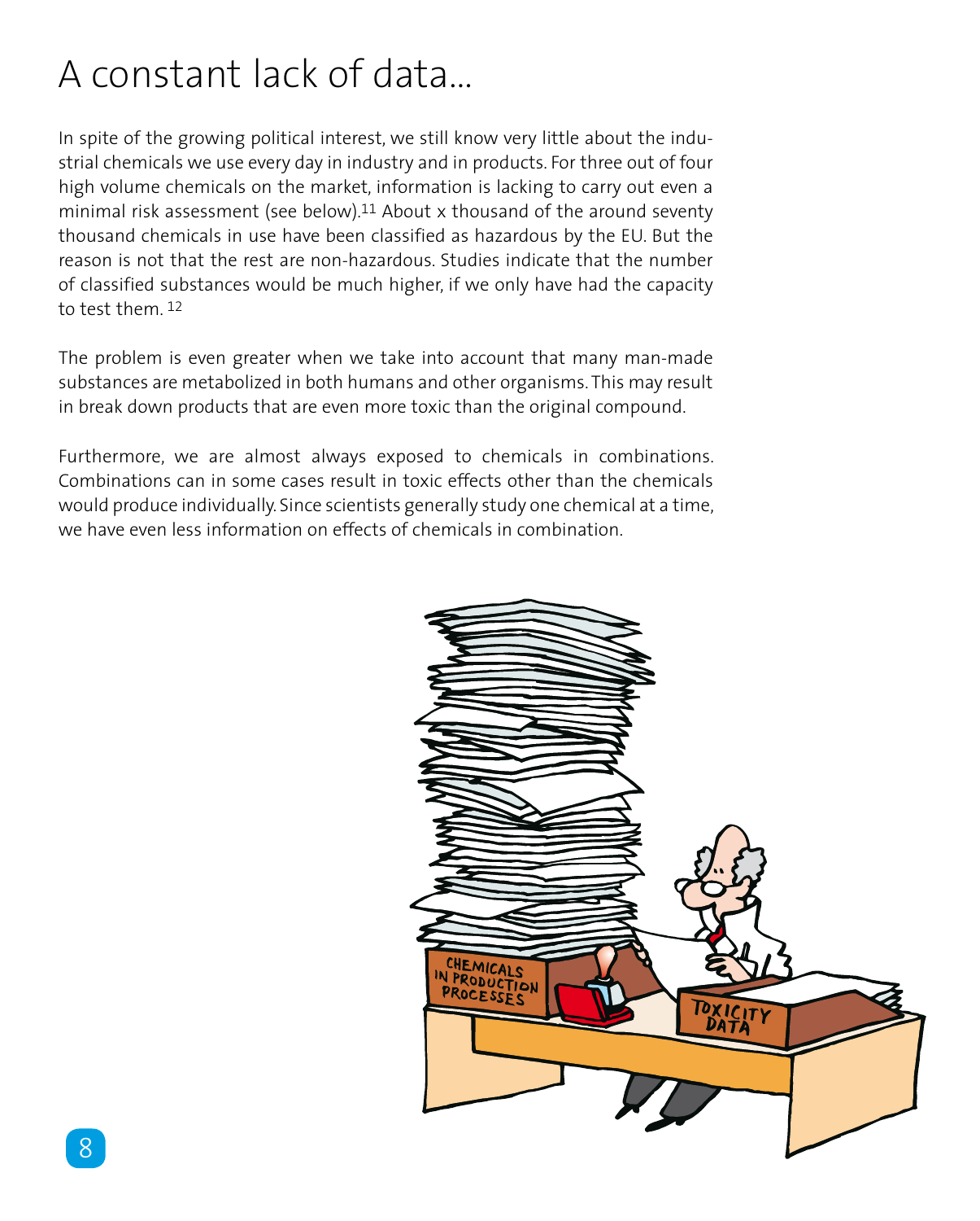# A constant lack of data...

In spite of the growing political interest, we still know very little about the industrial chemicals we use every day in industry and in products. For three out of four high volume chemicals on the market, information is lacking to carry out even a minimal risk assessment (see below).[11] About x thousand of the around seventy thousand chemicals in use have been classified as hazardous by the EU. But the reason is not that the rest are non-hazardous. Studies indicate that the number of classified substances would be much higher, if we only have had the capacity to test them. [12]

The problem is even greater when we take into account that many man-made substances are metabolized in both humans and other organisms. This may result in break down products that are even more toxic than the original compound.

Furthermore, we are almost always exposed to chemicals in combinations. Combinations can in some cases result in toxic effects other than the chemicals would produce individually. Since scientists generally study one chemical at a time, we have even less information on effects of chemicals in combination.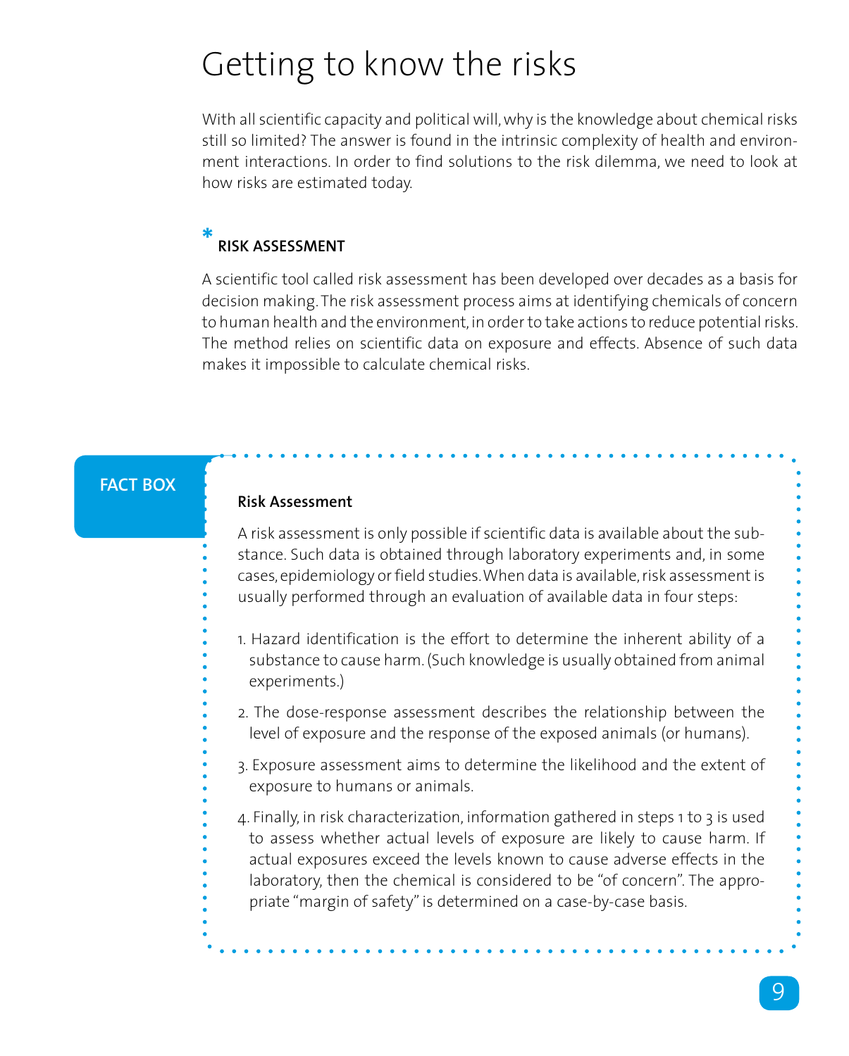# Getting to know the risks

With all scientific capacity and political will, why is the knowledge about chemical risks still so limited? The answer is found in the intrinsic complexity of health and environment interactions. In order to find solutions to the risk dilemma, we need to look at how risks are estimated today.

## * RISK ASSESSMENT

A scientific tool called risk assessment has been developed over decades as a basis for decision making. The risk assessment process aims at identifying chemicals of concern to human health and the environment, in order to take actions to reduce potential risks. The method relies on scientific data on exposure and effects. Absence of such data makes it impossible to calculate chemical risks.

**FACT BOX**

**Risk Assessment**

A risk assessment is only possible if scientific data is available about the substance. Such data is obtained through laboratory experiments and, in some cases, epidemiology or field studies. When data is available, risk assessment is usually performed through an evaluation of available data in four steps:

1. Hazard identification is the effort to determine the inherent ability of a substance to cause harm. (Such knowledge is usually obtained from animal experiments.)
2. The dose-response assessment describes the relationship between the level of exposure and the response of the exposed animals (or humans).
3. Exposure assessment aims to determine the likelihood and the extent of exposure to humans or animals.
4. Finally, in risk characterization, information gathered in steps 1 to 3 is used to assess whether actual levels of exposure are likely to cause harm. If actual exposures exceed the levels known to cause adverse effects in the laboratory, then the chemical is considered to be "of concern". The appropriate "margin of safety" is determined on a case-by-case basis.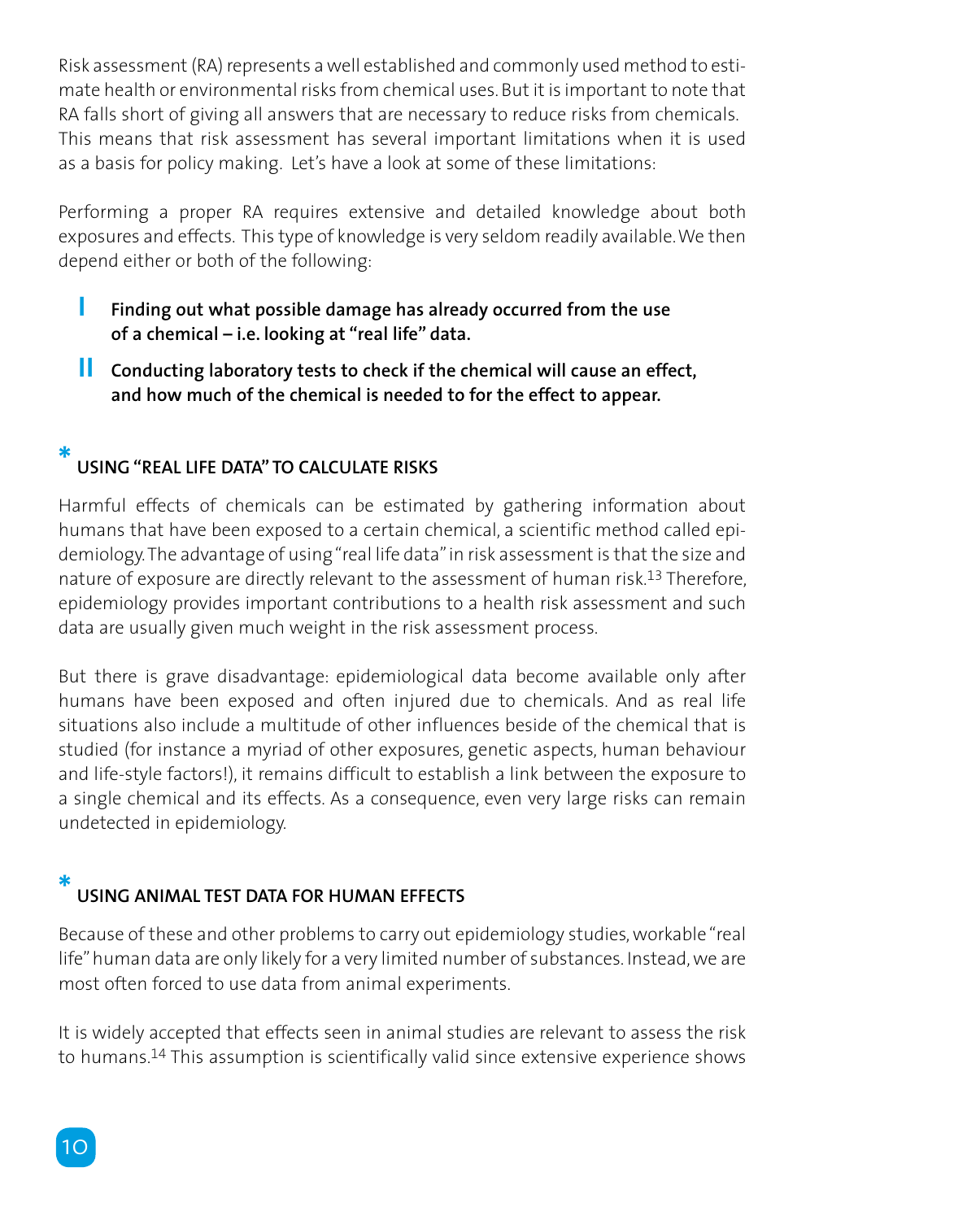Risk assessment (RA) represents a well established and commonly used method to estimate health or environmental risks from chemical uses. But it is important to note that RA falls short of giving all answers that are necessary to reduce risks from chemicals. This means that risk assessment has several important limitations when it is used as a basis for policy making. Let's have a look at some of these limitations:

Performing a proper RA requires extensive and detailed knowledge about both exposures and effects. This type of knowledge is very seldom readily available. We then depend either or both of the following:

- **I** **Finding out what possible damage has already occurred from the use of a chemical – i.e. looking at "real life" data.**
- **II** **Conducting laboratory tests to check if the chemical will cause an effect, and how much of the chemical is needed to for the effect to appear.**

## * USING "REAL LIFE DATA" TO CALCULATE RISKS

Harmful effects of chemicals can be estimated by gathering information about humans that have been exposed to a certain chemical, a scientific method called epidemiology. The advantage of using "real life data" in risk assessment is that the size and nature of exposure are directly relevant to the assessment of human risk.[13] Therefore, epidemiology provides important contributions to a health risk assessment and such data are usually given much weight in the risk assessment process.

But there is grave disadvantage: epidemiological data become available only after humans have been exposed and often injured due to chemicals. And as real life situations also include a multitude of other influences beside of the chemical that is studied (for instance a myriad of other exposures, genetic aspects, human behaviour and life-style factors!), it remains difficult to establish a link between the exposure to a single chemical and its effects. As a consequence, even very large risks can remain undetected in epidemiology.

## * USING ANIMAL TEST DATA FOR HUMAN EFFECTS

Because of these and other problems to carry out epidemiology studies, workable "real life" human data are only likely for a very limited number of substances. Instead, we are most often forced to use data from animal experiments.

It is widely accepted that effects seen in animal studies are relevant to assess the risk to humans.[14] This assumption is scientifically valid since extensive experience shows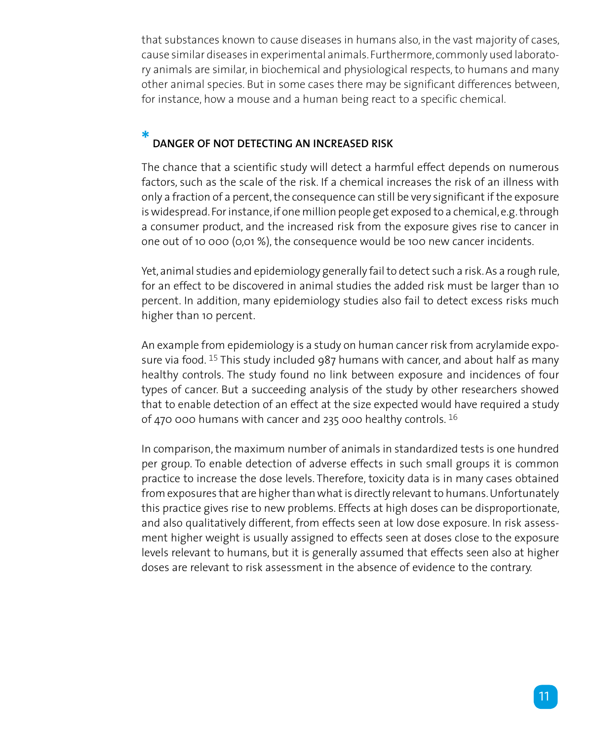that substances known to cause diseases in humans also, in the vast majority of cases, cause similar diseases in experimental animals. Furthermore, commonly used laboratory animals are similar, in biochemical and physiological respects, to humans and many other animal species. But in some cases there may be significant differences between, for instance, how a mouse and a human being react to a specific chemical.

## * DANGER OF NOT DETECTING AN INCREASED RISK

The chance that a scientific study will detect a harmful effect depends on numerous factors, such as the scale of the risk. If a chemical increases the risk of an illness with only a fraction of a percent, the consequence can still be very significant if the exposure is widespread. For instance, if one million people get exposed to a chemical, e.g. through a consumer product, and the increased risk from the exposure gives rise to cancer in one out of 10 000 (0,01 %), the consequence would be 100 new cancer incidents.

Yet, animal studies and epidemiology generally fail to detect such a risk. As a rough rule, for an effect to be discovered in animal studies the added risk must be larger than 10 percent. In addition, many epidemiology studies also fail to detect excess risks much higher than 10 percent.

An example from epidemiology is a study on human cancer risk from acrylamide exposure via food. [15] This study included 987 humans with cancer, and about half as many healthy controls. The study found no link between exposure and incidences of four types of cancer. But a succeeding analysis of the study by other researchers showed that to enable detection of an effect at the size expected would have required a study of 470 000 humans with cancer and 235 000 healthy controls. [16]

In comparison, the maximum number of animals in standardized tests is one hundred per group. To enable detection of adverse effects in such small groups it is common practice to increase the dose levels. Therefore, toxicity data is in many cases obtained from exposures that are higher than what is directly relevant to humans. Unfortunately this practice gives rise to new problems. Effects at high doses can be disproportionate, and also qualitatively different, from effects seen at low dose exposure. In risk assessment higher weight is usually assigned to effects seen at doses close to the exposure levels relevant to humans, but it is generally assumed that effects seen also at higher doses are relevant to risk assessment in the absence of evidence to the contrary.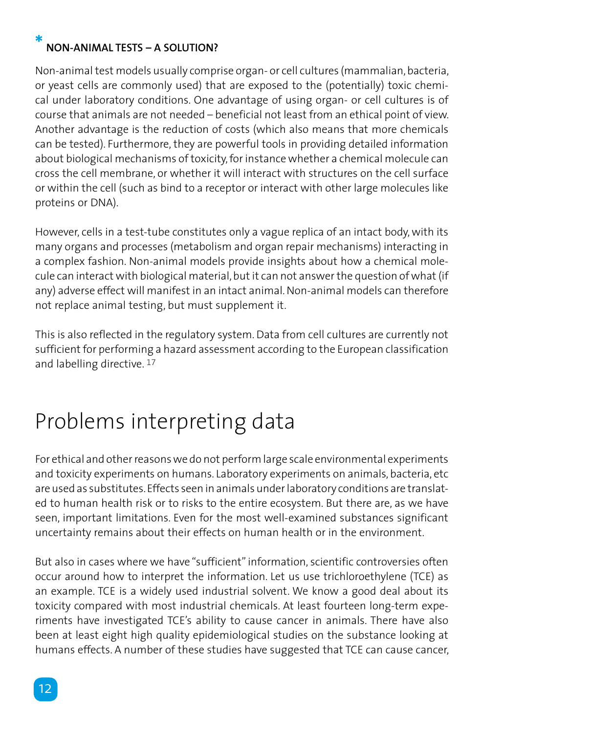### * NON-ANIMAL TESTS – A SOLUTION?

Non-animal test models usually comprise organ- or cell cultures (mammalian, bacteria, or yeast cells are commonly used) that are exposed to the (potentially) toxic chemical under laboratory conditions. One advantage of using organ- or cell cultures is of course that animals are not needed – beneficial not least from an ethical point of view. Another advantage is the reduction of costs (which also means that more chemicals can be tested). Furthermore, they are powerful tools in providing detailed information about biological mechanisms of toxicity, for instance whether a chemical molecule can cross the cell membrane, or whether it will interact with structures on the cell surface or within the cell (such as bind to a receptor or interact with other large molecules like proteins or DNA).

However, cells in a test-tube constitutes only a vague replica of an intact body, with its many organs and processes (metabolism and organ repair mechanisms) interacting in a complex fashion. Non-animal models provide insights about how a chemical molecule can interact with biological material, but it can not answer the question of what (if any) adverse effect will manifest in an intact animal. Non-animal models can therefore not replace animal testing, but must supplement it.

This is also reflected in the regulatory system. Data from cell cultures are currently not sufficient for performing a hazard assessment according to the European classification and labelling directive. [17]

# Problems interpreting data

For ethical and other reasons we do not perform large scale environmental experiments and toxicity experiments on humans. Laboratory experiments on animals, bacteria, etc are used as substitutes. Effects seen in animals under laboratory conditions are translated to human health risk or to risks to the entire ecosystem. But there are, as we have seen, important limitations. Even for the most well-examined substances significant uncertainty remains about their effects on human health or in the environment.

But also in cases where we have "sufficient" information, scientific controversies often occur around how to interpret the information. Let us use trichloroethylene (TCE) as an example. TCE is a widely used industrial solvent. We know a good deal about its toxicity compared with most industrial chemicals. At least fourteen long-term experiments have investigated TCE's ability to cause cancer in animals. There have also been at least eight high quality epidemiological studies on the substance looking at humans effects. A number of these studies have suggested that TCE can cause cancer,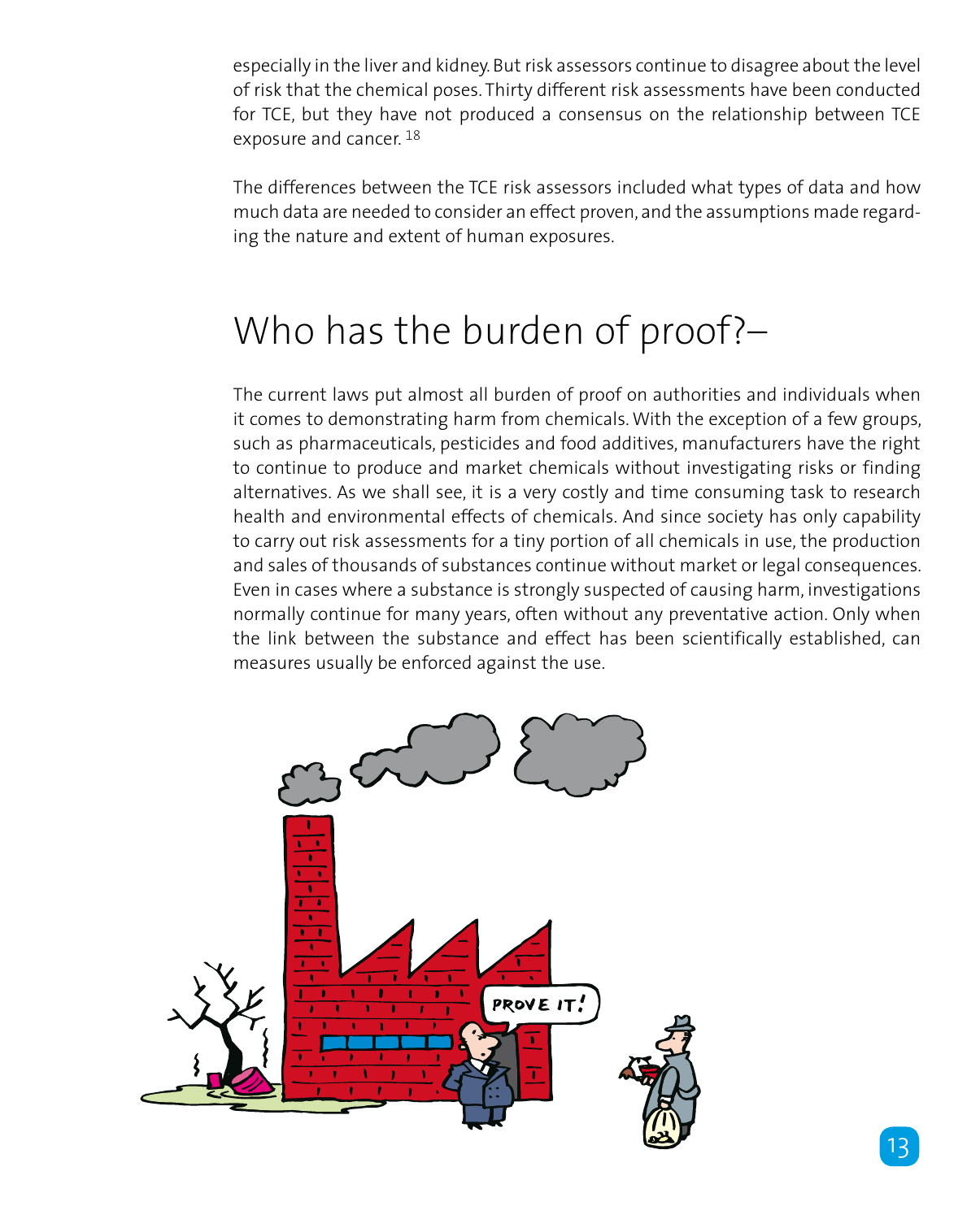especially in the liver and kidney. But risk assessors continue to disagree about the level of risk that the chemical poses. Thirty different risk assessments have been conducted for TCE, but they have not produced a consensus on the relationship between TCE exposure and cancer. [18]

The differences between the TCE risk assessors included what types of data and how much data are needed to consider an effect proven, and the assumptions made regarding the nature and extent of human exposures.

## Who has the burden of proof?–

The current laws put almost all burden of proof on authorities and individuals when it comes to demonstrating harm from chemicals. With the exception of a few groups, such as pharmaceuticals, pesticides and food additives, manufacturers have the right to continue to produce and market chemicals without investigating risks or finding alternatives. As we shall see, it is a very costly and time consuming task to research health and environmental effects of chemicals. And since society has only capability to carry out risk assessments for a tiny portion of all chemicals in use, the production and sales of thousands of substances continue without market or legal consequences. Even in cases where a substance is strongly suspected of causing harm, investigations normally continue for many years, often without any preventative action. Only when the link between the substance and effect has been scientifically established, can measures usually be enforced against the use.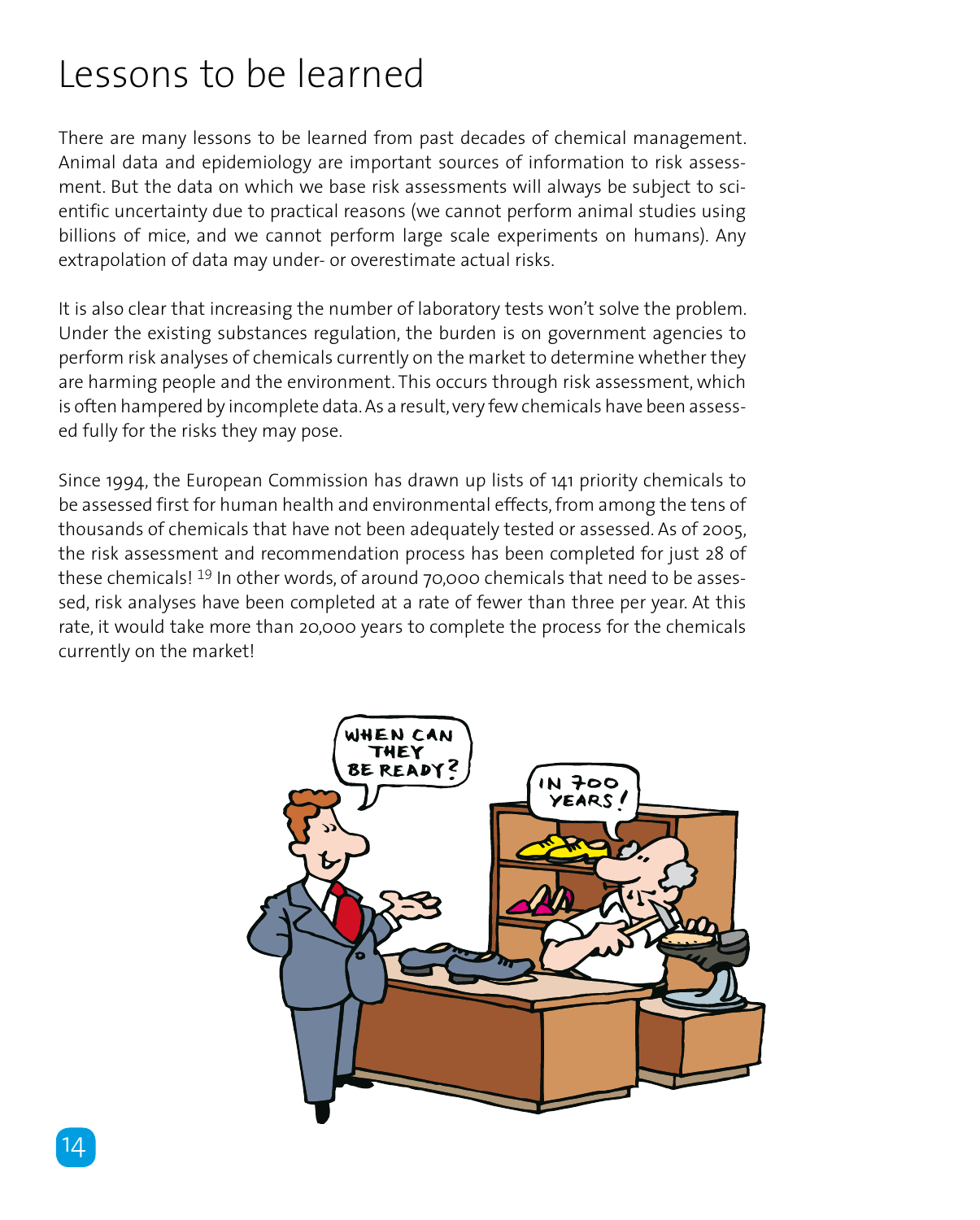# Lessons to be learned

There are many lessons to be learned from past decades of chemical management. Animal data and epidemiology are important sources of information to risk assessment. But the data on which we base risk assessments will always be subject to scientific uncertainty due to practical reasons (we cannot perform animal studies using billions of mice, and we cannot perform large scale experiments on humans). Any extrapolation of data may under- or overestimate actual risks.

It is also clear that increasing the number of laboratory tests won't solve the problem. Under the existing substances regulation, the burden is on government agencies to perform risk analyses of chemicals currently on the market to determine whether they are harming people and the environment. This occurs through risk assessment, which is often hampered by incomplete data. As a result, very few chemicals have been assessed fully for the risks they may pose.

Since 1994, the European Commission has drawn up lists of 141 priority chemicals to be assessed first for human health and environmental effects, from among the tens of thousands of chemicals that have not been adequately tested or assessed. As of 2005, the risk assessment and recommendation process has been completed for just 28 of these chemicals! [19] In other words, of around 70,000 chemicals that need to be assessed, risk analyses have been completed at a rate of fewer than three per year. At this rate, it would take more than 20,000 years to complete the process for the chemicals currently on the market!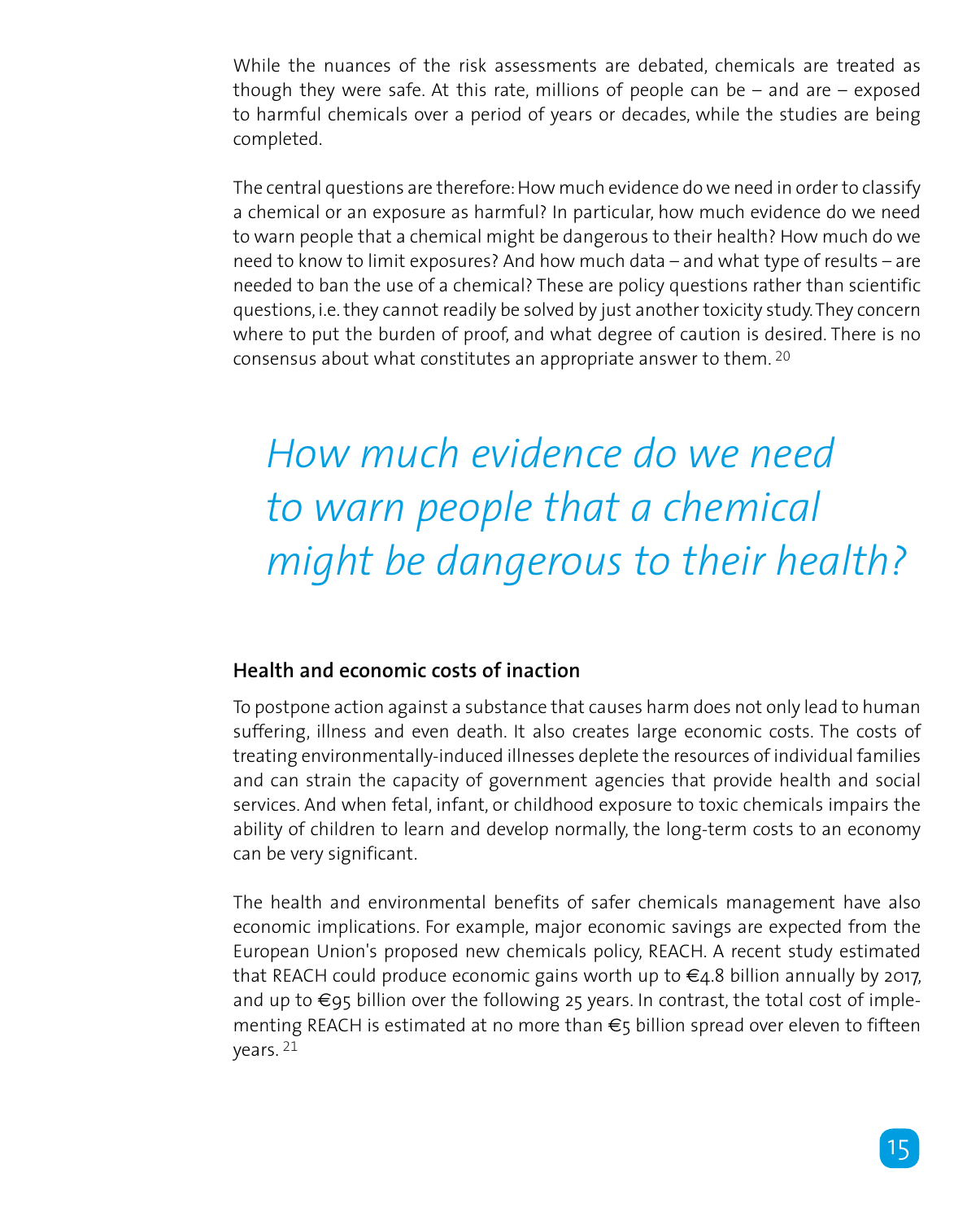While the nuances of the risk assessments are debated, chemicals are treated as though they were safe. At this rate, millions of people can be – and are – exposed to harmful chemicals over a period of years or decades, while the studies are being completed.

The central questions are therefore: How much evidence do we need in order to classify a chemical or an exposure as harmful? In particular, how much evidence do we need to warn people that a chemical might be dangerous to their health? How much do we need to know to limit exposures? And how much data – and what type of results – are needed to ban the use of a chemical? These are policy questions rather than scientific questions, i.e. they cannot readily be solved by just another toxicity study. They concern where to put the burden of proof, and what degree of caution is desired. There is no consensus about what constitutes an appropriate answer to them. [20]

*How much evidence do we need to warn people that a chemical might be dangerous to their health?*

### Health and economic costs of inaction

To postpone action against a substance that causes harm does not only lead to human suffering, illness and even death. It also creates large economic costs. The costs of treating environmentally-induced illnesses deplete the resources of individual families and can strain the capacity of government agencies that provide health and social services. And when fetal, infant, or childhood exposure to toxic chemicals impairs the ability of children to learn and develop normally, the long-term costs to an economy can be very significant.

The health and environmental benefits of safer chemicals management have also economic implications. For example, major economic savings are expected from the European Union's proposed new chemicals policy, REACH. A recent study estimated that REACH could produce economic gains worth up to €4.8 billion annually by 2017, and up to €95 billion over the following 25 years. In contrast, the total cost of implementing REACH is estimated at no more than €5 billion spread over eleven to fifteen years. [21]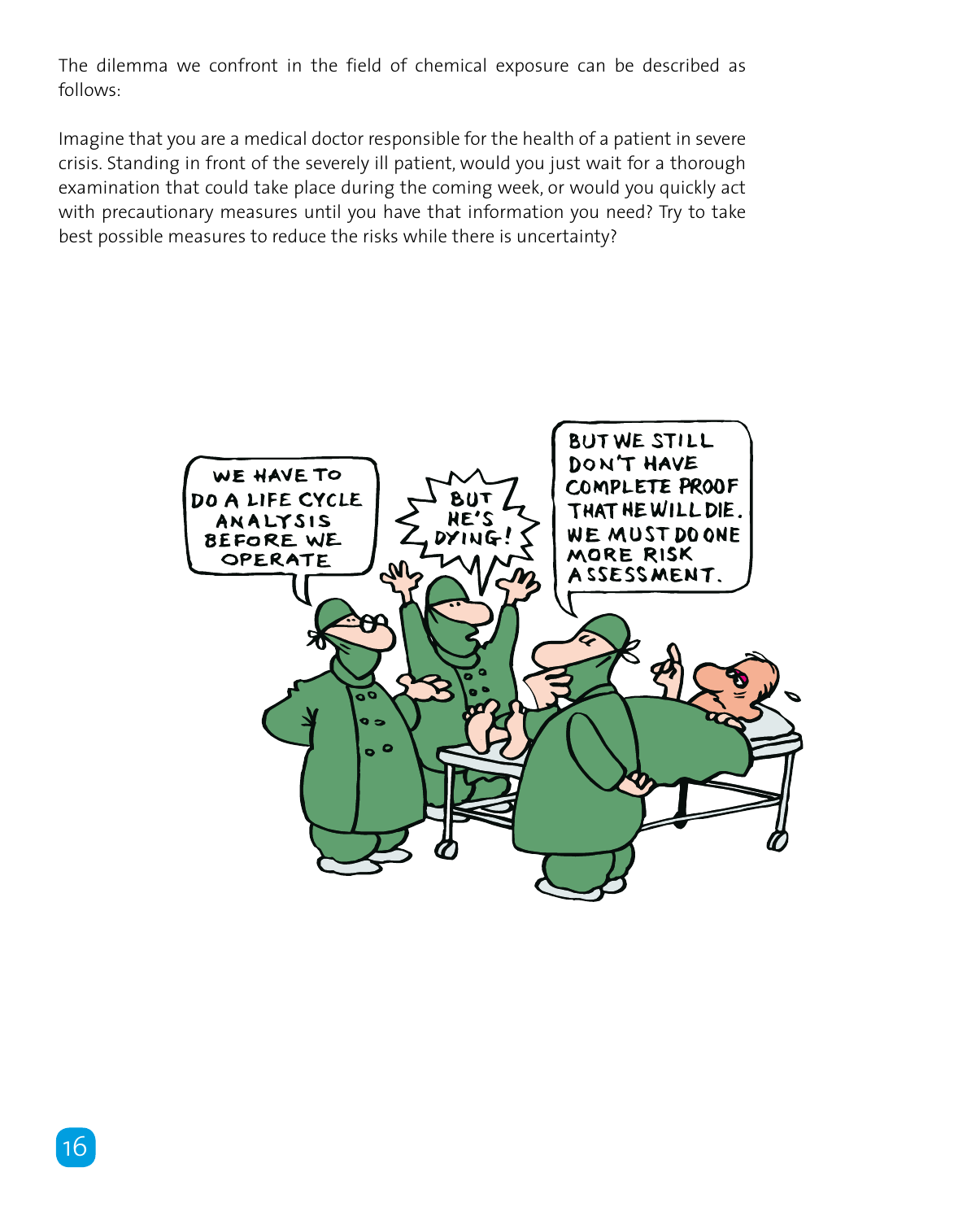The dilemma we confront in the field of chemical exposure can be described as follows:

Imagine that you are a medical doctor responsible for the health of a patient in severe crisis. Standing in front of the severely ill patient, would you just wait for a thorough examination that could take place during the coming week, or would you quickly act with precautionary measures until you have that information you need? Try to take best possible measures to reduce the risks while there is uncertainty?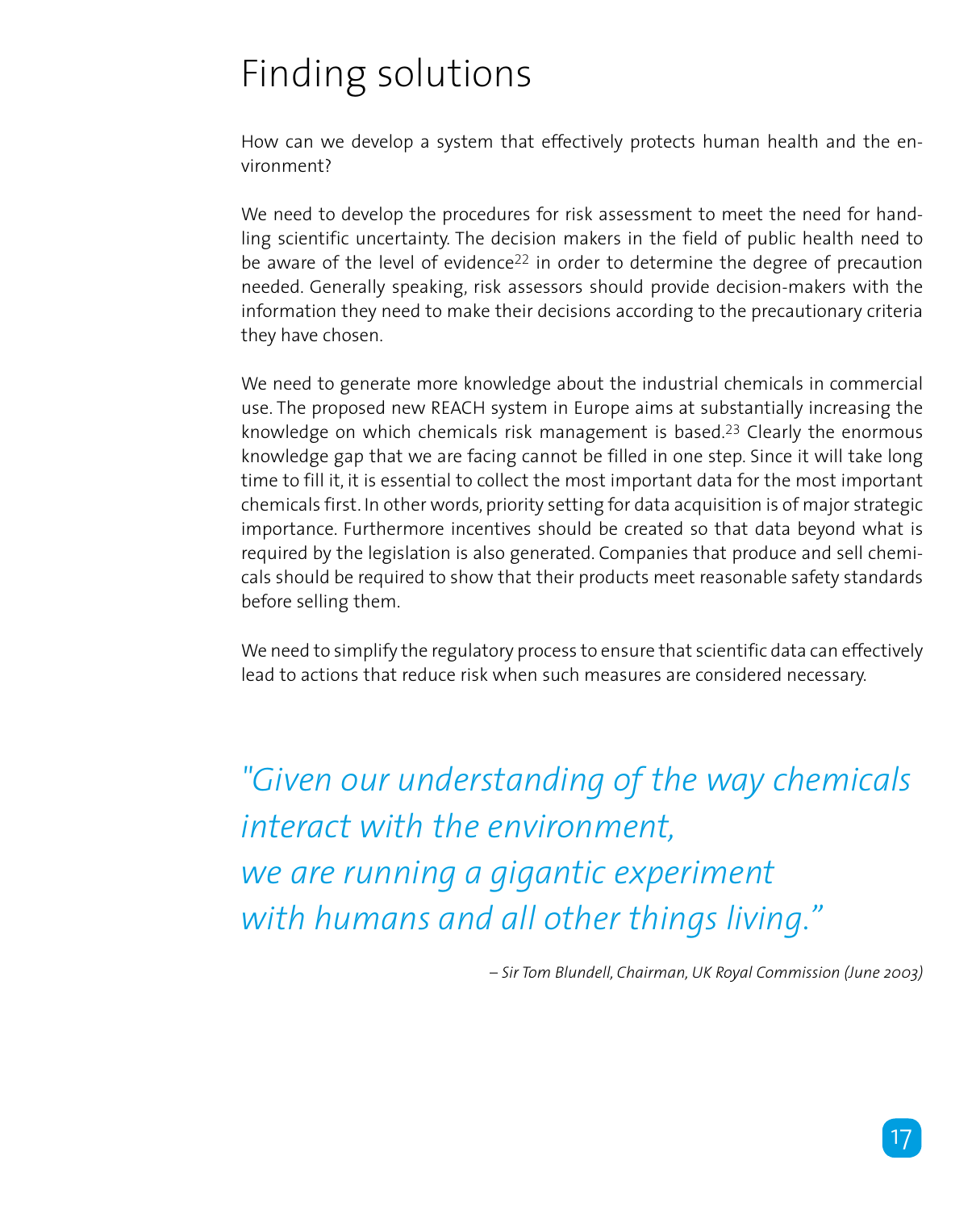# Finding solutions

How can we develop a system that effectively protects human health and the environment?

We need to develop the procedures for risk assessment to meet the need for handling scientific uncertainty. The decision makers in the field of public health need to be aware of the level of evidence[22] in order to determine the degree of precaution needed. Generally speaking, risk assessors should provide decision-makers with the information they need to make their decisions according to the precautionary criteria they have chosen.

We need to generate more knowledge about the industrial chemicals in commercial use. The proposed new REACH system in Europe aims at substantially increasing the knowledge on which chemicals risk management is based.[23] Clearly the enormous knowledge gap that we are facing cannot be filled in one step. Since it will take long time to fill it, it is essential to collect the most important data for the most important chemicals first. In other words, priority setting for data acquisition is of major strategic importance. Furthermore incentives should be created so that data beyond what is required by the legislation is also generated. Companies that produce and sell chemicals should be required to show that their products meet reasonable safety standards before selling them.

We need to simplify the regulatory process to ensure that scientific data can effectively lead to actions that reduce risk when such measures are considered necessary.

*"Given our understanding of the way chemicals interact with the environment, we are running a gigantic experiment with humans and all other things living."*

*– Sir Tom Blundell, Chairman, UK Royal Commission (June 2003)*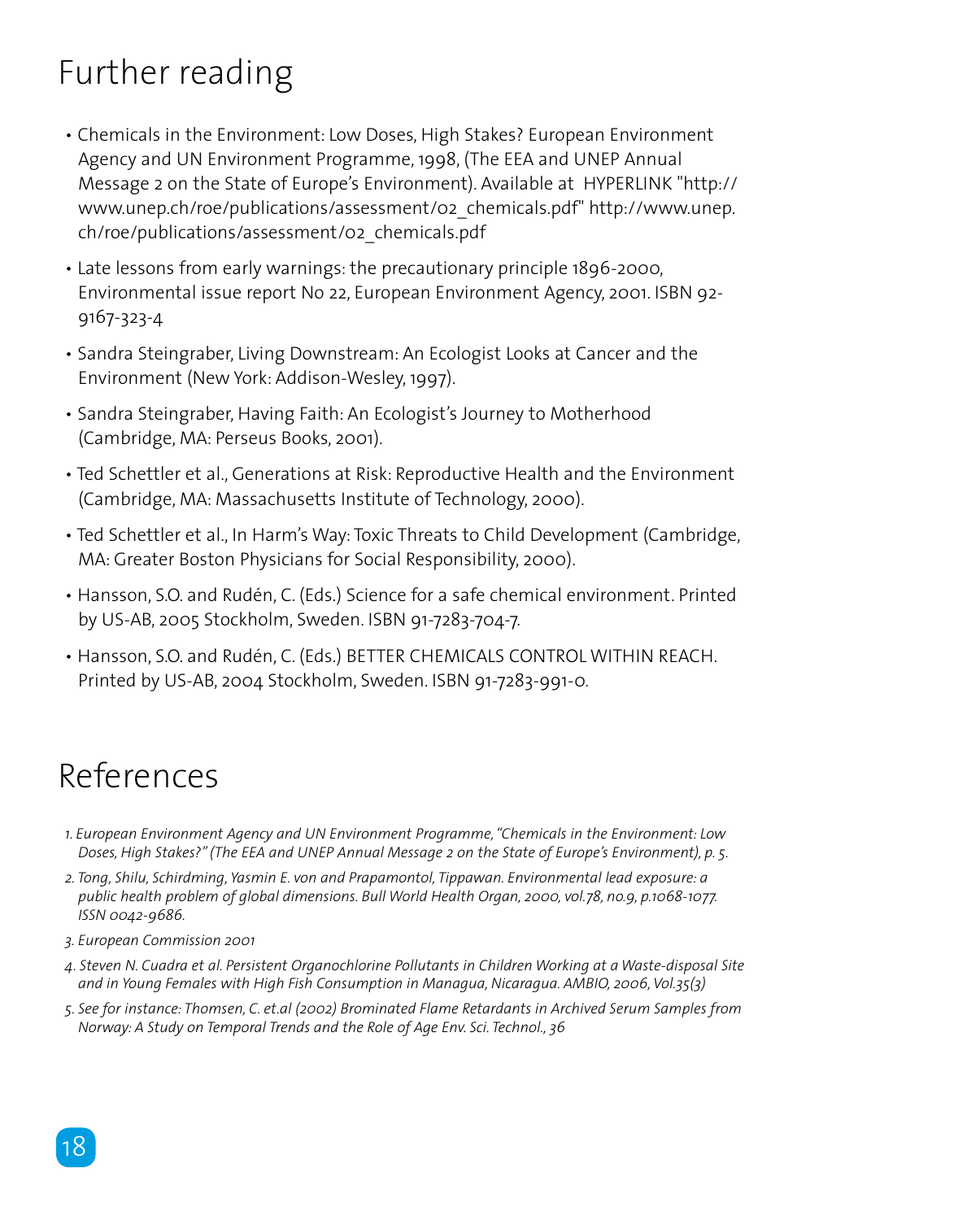# Further reading

- Chemicals in the Environment: Low Doses, High Stakes? European Environment Agency and UN Environment Programme, 1998, (The EEA and UNEP Annual Message 2 on the State of Europe's Environment). Available at HYPERLINK "http://www.unep.ch/roe/publications/assessment/02_chemicals.pdf" http://www.unep.ch/roe/publications/assessment/02_chemicals.pdf
- Late lessons from early warnings: the precautionary principle 1896-2000, Environmental issue report No 22, European Environment Agency, 2001. ISBN 92-9167-323-4
- Sandra Steingraber, Living Downstream: An Ecologist Looks at Cancer and the Environment (New York: Addison-Wesley, 1997).
- Sandra Steingraber, Having Faith: An Ecologist's Journey to Motherhood (Cambridge, MA: Perseus Books, 2001).
- Ted Schettler et al., Generations at Risk: Reproductive Health and the Environment (Cambridge, MA: Massachusetts Institute of Technology, 2000).
- Ted Schettler et al., In Harm's Way: Toxic Threats to Child Development (Cambridge, MA: Greater Boston Physicians for Social Responsibility, 2000).
- Hansson, S.O. and Rudén, C. (Eds.) Science for a safe chemical environment. Printed by US-AB, 2005 Stockholm, Sweden. ISBN 91-7283-704-7.
- Hansson, S.O. and Rudén, C. (Eds.) BETTER CHEMICALS CONTROL WITHIN REACH. Printed by US-AB, 2004 Stockholm, Sweden. ISBN 91-7283-991-0.

# References

1. *European Environment Agency and UN Environment Programme, "Chemicals in the Environment: Low Doses, High Stakes?" (The EEA and UNEP Annual Message 2 on the State of Europe's Environment), p. 5.*
2. *Tong, Shilu, Schirdming, Yasmin E. von and Prapamontol, Tippawan. Environmental lead exposure: a public health problem of global dimensions. Bull World Health Organ, 2000, vol.78, no.9, p.1068-1077. ISSN 0042-9686.*
3. *European Commission 2001*
4. *Steven N. Cuadra et al. Persistent Organochlorine Pollutants in Children Working at a Waste-disposal Site and in Young Females with High Fish Consumption in Managua, Nicaragua. AMBIO, 2006, Vol.35(3)*
5. *See for instance: Thomsen, C. et.al (2002) Brominated Flame Retardants in Archived Serum Samples from Norway: A Study on Temporal Trends and the Role of Age Env. Sci. Technol., 36*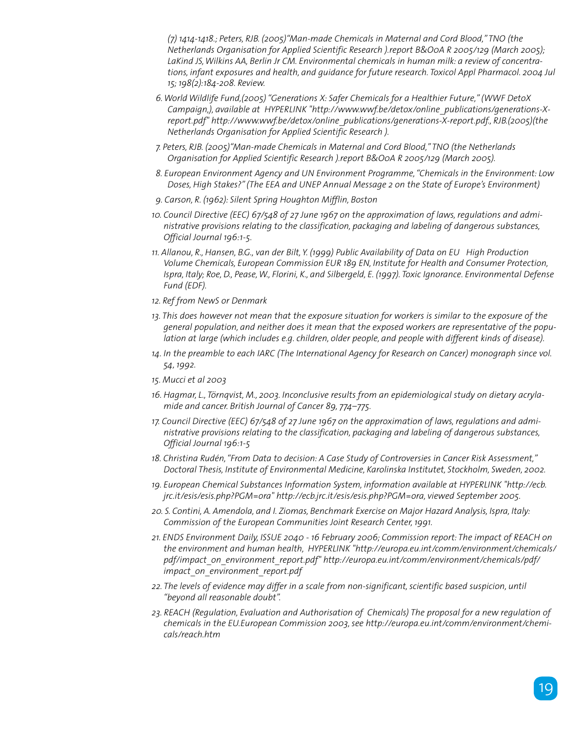*(7) 1414-1418.; Peters, RJB. (2005)"Man-made Chemicals in Maternal and Cord Blood," TNO (the Netherlands Organisation for Applied Scientific Research ).report B&OoA R 2005/129 (March 2005); LaKind JS, Wilkins AA, Berlin Jr CM. Environmental chemicals in human milk: a review of concentrations, infant exposures and health, and guidance for future research. Toxicol Appl Pharmacol. 2004 Jul 15; 198(2):184-208. Review.*

6. *World Wildlife Fund,(2005) "Generations X: Safer Chemicals for a Healthier Future," (WWF DetoX Campaign,), available at HYPERLINK "http://www.wwf.be/detox/online_publications/generations-X-report.pdf" http://www.wwf.be/detox/online_publications/generations-X-report.pdf., RJB.(2005)(the Netherlands Organisation for Applied Scientific Research ).*
7. *Peters, RJB. (2005)"Man-made Chemicals in Maternal and Cord Blood," TNO (the Netherlands Organisation for Applied Scientific Research ).report B&OoA R 2005/129 (March 2005).*
8. *European Environment Agency and UN Environment Programme, "Chemicals in the Environment: Low Doses, High Stakes?" (The EEA and UNEP Annual Message 2 on the State of Europe's Environment)*
9. *Carson, R. (1962): Silent Spring Houghton Mifflin, Boston*
10. *Council Directive (EEC) 67/548 of 27 June 1967 on the approximation of laws, regulations and administrative provisions relating to the classification, packaging and labeling of dangerous substances, Official Journal 196:1-5.*
11. *Allanou, R., Hansen, B.G., van der Bilt, Y. (1999) Public Availability of Data on EU High Production Volume Chemicals, European Commission EUR 189 EN, Institute for Health and Consumer Protection, Ispra, Italy; Roe, D., Pease, W., Florini, K., and Silbergeld, E. (1997). Toxic Ignorance. Environmental Defense Fund (EDF).*
12. *Ref from NewS or Denmark*
13. *This does however not mean that the exposure situation for workers is similar to the exposure of the general population, and neither does it mean that the exposed workers are representative of the population at large (which includes e.g. children, older people, and people with different kinds of disease).*
14. *In the preamble to each IARC (The International Agency for Research on Cancer) monograph since vol. 54, 1992.*
15. *Mucci et al 2003*
16. *Hagmar, L., Törnqvist, M., 2003. Inconclusive results from an epidemiological study on dietary acrylamide and cancer. British Journal of Cancer 89, 774–775.*
17. *Council Directive (EEC) 67/548 of 27 June 1967 on the approximation of laws, regulations and administrative provisions relating to the classification, packaging and labeling of dangerous substances, Official Journal 196:1-5*
18. *Christina Rudén, "From Data to decision: A Case Study of Controversies in Cancer Risk Assessment," Doctoral Thesis, Institute of Environmental Medicine, Karolinska Institutet, Stockholm, Sweden, 2002.*
19. *European Chemical Substances Information System, information available at HYPERLINK "http://ecb.jrc.it/esis/esis.php?PGM=ora" http://ecb.jrc.it/esis/esis.php?PGM=ora, viewed September 2005.*
20. *S. Contini, A. Amendola, and I. Ziomas, Benchmark Exercise on Major Hazard Analysis, Ispra, Italy: Commission of the European Communities Joint Research Center, 1991.*
21. *ENDS Environment Daily, ISSUE 2040 - 16 February 2006; Commission report: The impact of REACH on the environment and human health, HYPERLINK "http://europa.eu.int/comm/environment/chemicals/pdf/impact_on_environment_report.pdf" http://europa.eu.int/comm/environment/chemicals/pdf/impact_on_environment_report.pdf*
22. *The levels of evidence may differ in a scale from non-significant, scientific based suspicion, until "beyond all reasonable doubt".*
23. *REACH (Regulation, Evaluation and Authorisation of Chemicals) The proposal for a new regulation of chemicals in the EU.European Commission 2003, see http://europa.eu.int/comm/environment/chemicals/reach.htm*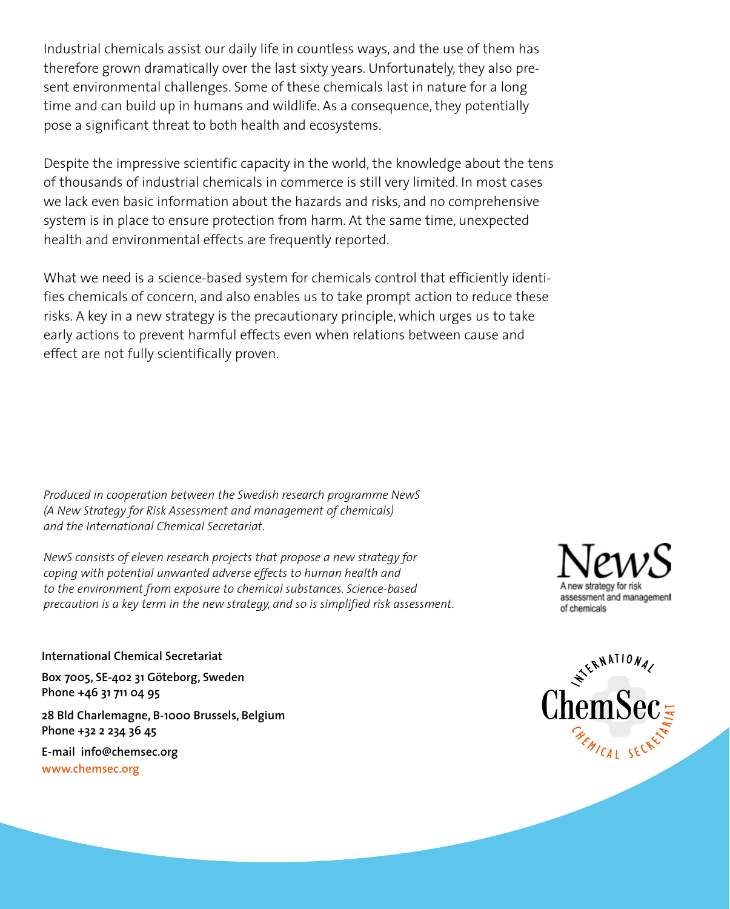Industrial chemicals assist our daily life in countless ways, and the use of them has therefore grown dramatically over the last sixty years. Unfortunately, they also present environmental challenges. Some of these chemicals last in nature for a long time and can build up in humans and wildlife. As a consequence, they potentially pose a significant threat to both health and ecosystems.

Despite the impressive scientific capacity in the world, the knowledge about the tens of thousands of industrial chemicals in commerce is still very limited. In most cases we lack even basic information about the hazards and risks, and no comprehensive system is in place to ensure protection from harm. At the same time, unexpected health and environmental effects are frequently reported.

What we need is a science-based system for chemicals control that efficiently identifies chemicals of concern, and also enables us to take prompt action to reduce these risks. A key in a new strategy is the precautionary principle, which urges us to take early actions to prevent harmful effects even when relations between cause and effect are not fully scientifically proven.

*Produced in cooperation between the Swedish research programme NewS (A New Strategy for Risk Assessment and management of chemicals) and the International Chemical Secretariat.*

*NewS consists of eleven research projects that propose a new strategy for coping with potential unwanted adverse effects to human health and to the environment from exposure to chemical substances. Science-based precaution is a key term in the new strategy, and so is simplified risk assessment.*

NewS
A new strategy for risk assessment and management of chemicals

**International Chemical Secretariat**

**Box 7005, SE-402 31 Göteborg, Sweden**
**Phone +46 31 711 04 95**

**28 Bld Charlemagne, B-1000 Brussels, Belgium**
**Phone +32 2 234 36 45**

**E-mail info@chemsec.org**
**www.chemsec.org**

International ChemSec Chemical Secretariat